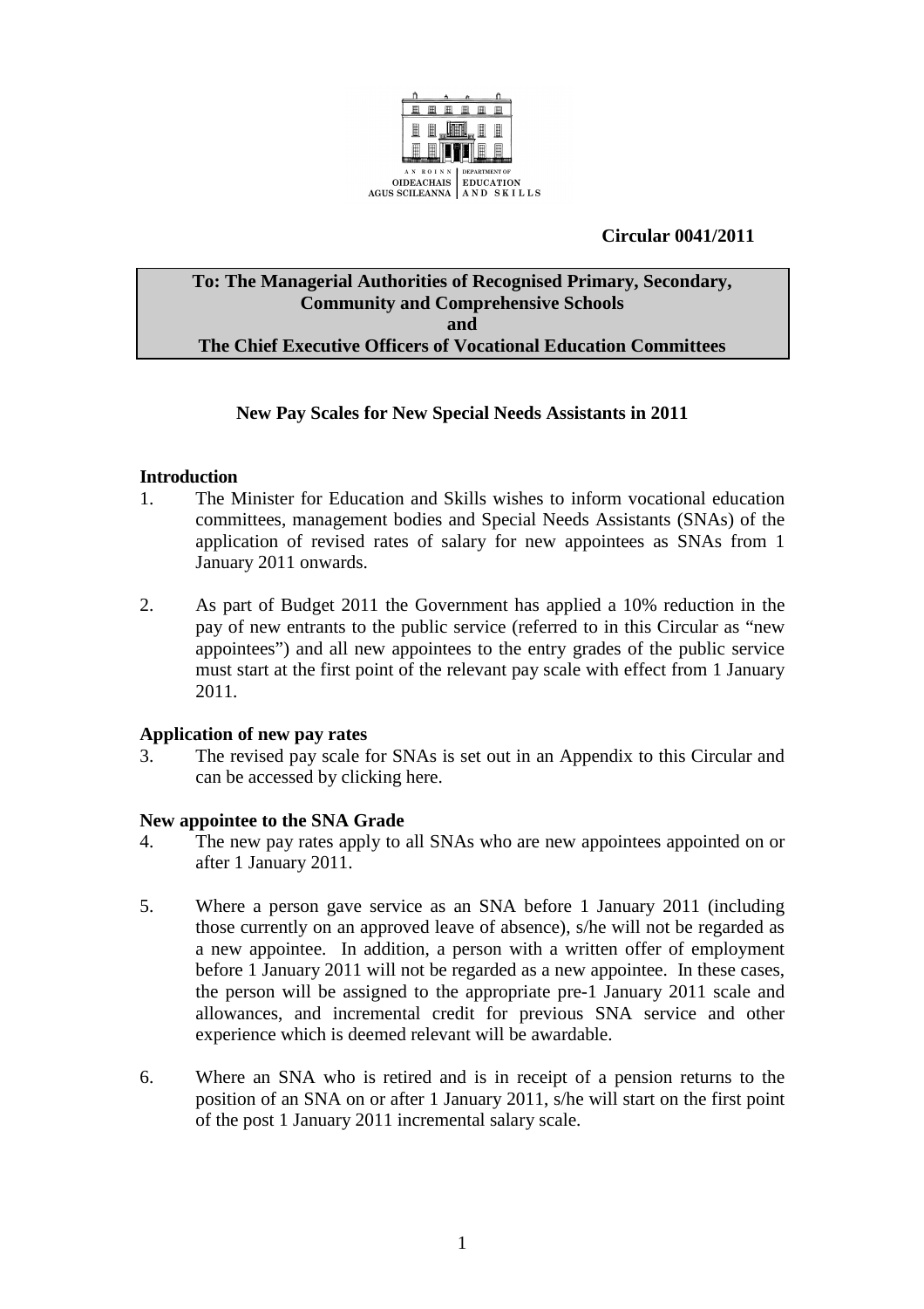AN ROINN OIDEACHAIS AGUS SCILEANNA | DEPARTMENT OF EDUCATION AND SKILLS

**Circular 0041/2011**

**To: The Managerial Authorities of Recognised Primary, Secondary, Community and Comprehensive Schools**
**and**
**The Chief Executive Officers of Vocational Education Committees**

## New Pay Scales for New Special Needs Assistants in 2011

### Introduction

1. The Minister for Education and Skills wishes to inform vocational education committees, management bodies and Special Needs Assistants (SNAs) of the application of revised rates of salary for new appointees as SNAs from 1 January 2011 onwards.

2. As part of Budget 2011 the Government has applied a 10% reduction in the pay of new entrants to the public service (referred to in this Circular as "new appointees") and all new appointees to the entry grades of the public service must start at the first point of the relevant pay scale with effect from 1 January 2011.

### Application of new pay rates

3. The revised pay scale for SNAs is set out in an Appendix to this Circular and can be accessed by clicking here.

### New appointee to the SNA Grade

4. The new pay rates apply to all SNAs who are new appointees appointed on or after 1 January 2011.

5. Where a person gave service as an SNA before 1 January 2011 (including those currently on an approved leave of absence), s/he will not be regarded as a new appointee. In addition, a person with a written offer of employment before 1 January 2011 will not be regarded as a new appointee. In these cases, the person will be assigned to the appropriate pre-1 January 2011 scale and allowances, and incremental credit for previous SNA service and other experience which is deemed relevant will be awardable.

6. Where an SNA who is retired and is in receipt of a pension returns to the position of an SNA on or after 1 January 2011, s/he will start on the first point of the post 1 January 2011 incremental salary scale.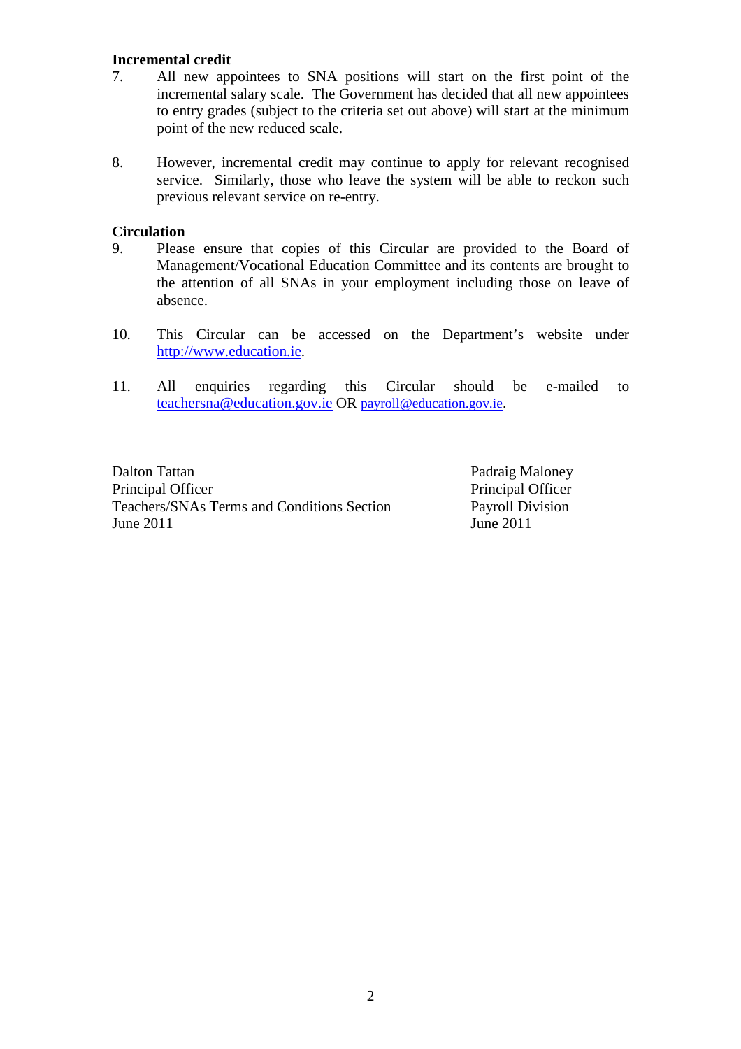**Incremental credit**

7. All new appointees to SNA positions will start on the first point of the incremental salary scale. The Government has decided that all new appointees to entry grades (subject to the criteria set out above) will start at the minimum point of the new reduced scale.

8. However, incremental credit may continue to apply for relevant recognised service. Similarly, those who leave the system will be able to reckon such previous relevant service on re-entry.

**Circulation**

9. Please ensure that copies of this Circular are provided to the Board of Management/Vocational Education Committee and its contents are brought to the attention of all SNAs in your employment including those on leave of absence.

10. This Circular can be accessed on the Department's website under http://www.education.ie.

11. All enquiries regarding this Circular should be e-mailed to teachersna@education.gov.ie OR payroll@education.gov.ie.

Dalton Tattan
Principal Officer
Teachers/SNAs Terms and Conditions Section
June 2011

Padraig Maloney
Principal Officer
Payroll Division
June 2011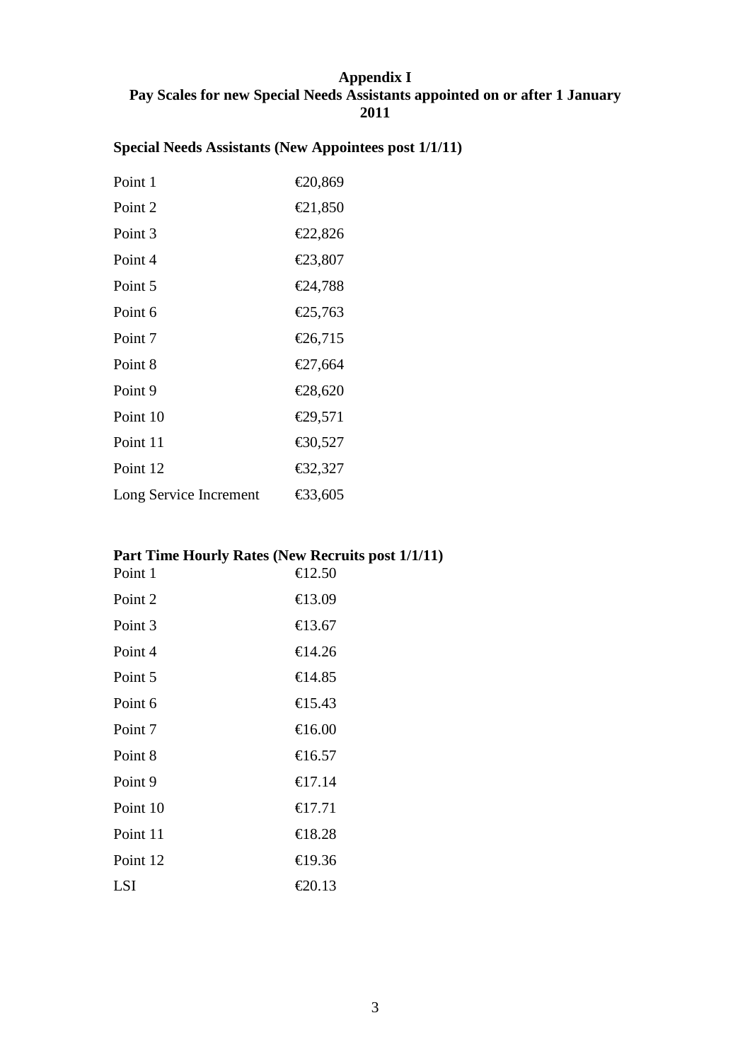# Appendix I
## Pay Scales for new Special Needs Assistants appointed on or after 1 January 2011

### Special Needs Assistants (New Appointees post 1/1/11)

| | |
|---|---|
| Point 1 | €20,869 |
| Point 2 | €21,850 |
| Point 3 | €22,826 |
| Point 4 | €23,807 |
| Point 5 | €24,788 |
| Point 6 | €25,763 |
| Point 7 | €26,715 |
| Point 8 | €27,664 |
| Point 9 | €28,620 |
| Point 10 | €29,571 |
| Point 11 | €30,527 |
| Point 12 | €32,327 |
| Long Service Increment | €33,605 |

### Part Time Hourly Rates (New Recruits post 1/1/11)

| | |
|---|---|
| Point 1 | €12.50 |
| Point 2 | €13.09 |
| Point 3 | €13.67 |
| Point 4 | €14.26 |
| Point 5 | €14.85 |
| Point 6 | €15.43 |
| Point 7 | €16.00 |
| Point 8 | €16.57 |
| Point 9 | €17.14 |
| Point 10 | €17.71 |
| Point 11 | €18.28 |
| Point 12 | €19.36 |
| LSI | €20.13 |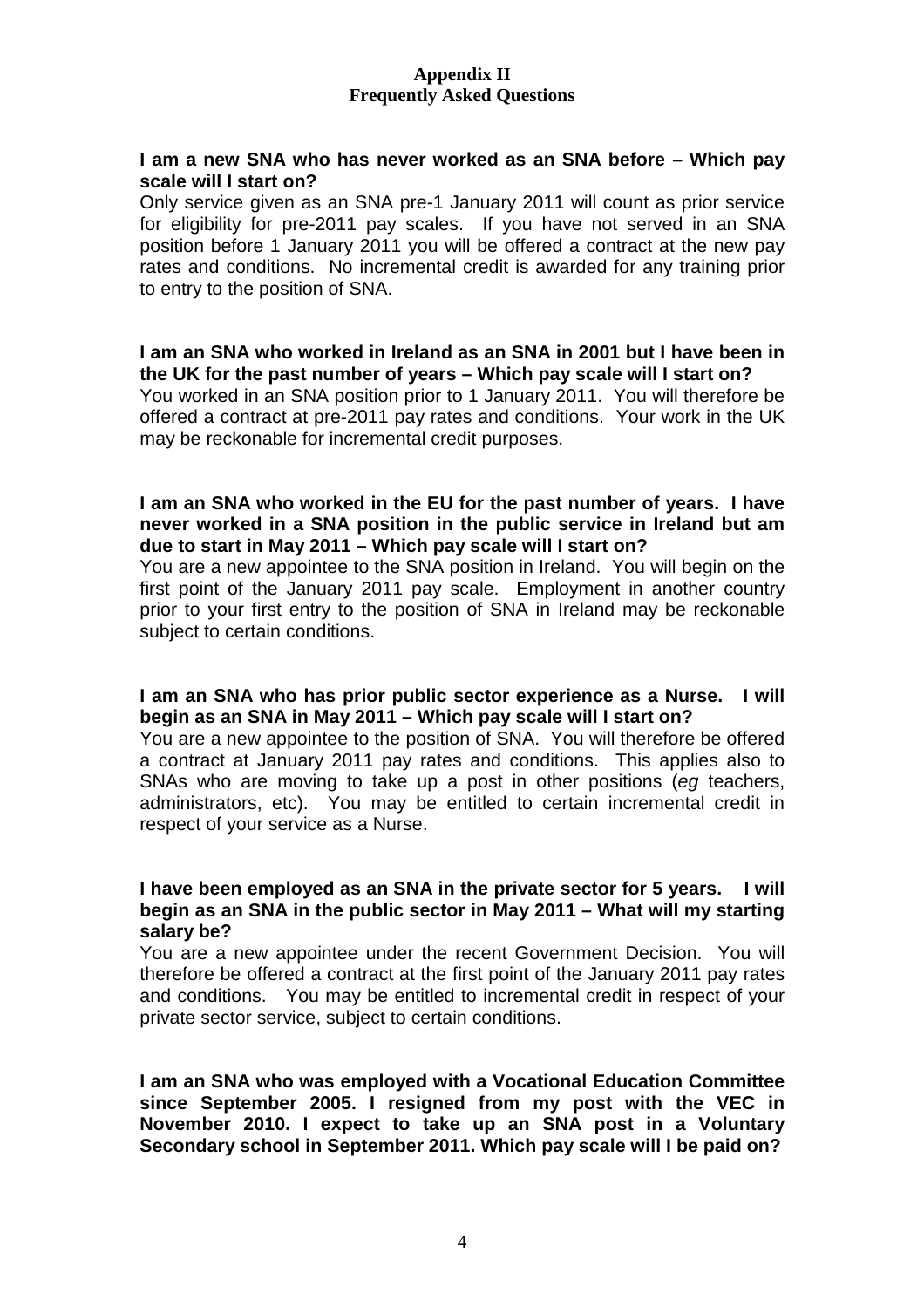# Appendix II
## Frequently Asked Questions

**I am a new SNA who has never worked as an SNA before – Which pay scale will I start on?**

Only service given as an SNA pre-1 January 2011 will count as prior service for eligibility for pre-2011 pay scales. If you have not served in an SNA position before 1 January 2011 you will be offered a contract at the new pay rates and conditions. No incremental credit is awarded for any training prior to entry to the position of SNA.

**I am an SNA who worked in Ireland as an SNA in 2001 but I have been in the UK for the past number of years – Which pay scale will I start on?**

You worked in an SNA position prior to 1 January 2011. You will therefore be offered a contract at pre-2011 pay rates and conditions. Your work in the UK may be reckonable for incremental credit purposes.

**I am an SNA who worked in the EU for the past number of years. I have never worked in a SNA position in the public service in Ireland but am due to start in May 2011 – Which pay scale will I start on?**

You are a new appointee to the SNA position in Ireland. You will begin on the first point of the January 2011 pay scale. Employment in another country prior to your first entry to the position of SNA in Ireland may be reckonable subject to certain conditions.

**I am an SNA who has prior public sector experience as a Nurse. I will begin as an SNA in May 2011 – Which pay scale will I start on?**

You are a new appointee to the position of SNA. You will therefore be offered a contract at January 2011 pay rates and conditions. This applies also to SNAs who are moving to take up a post in other positions (*eg* teachers, administrators, etc). You may be entitled to certain incremental credit in respect of your service as a Nurse.

**I have been employed as an SNA in the private sector for 5 years. I will begin as an SNA in the public sector in May 2011 – What will my starting salary be?**

You are a new appointee under the recent Government Decision. You will therefore be offered a contract at the first point of the January 2011 pay rates and conditions. You may be entitled to incremental credit in respect of your private sector service, subject to certain conditions.

**I am an SNA who was employed with a Vocational Education Committee since September 2005. I resigned from my post with the VEC in November 2010. I expect to take up an SNA post in a Voluntary Secondary school in September 2011. Which pay scale will I be paid on?**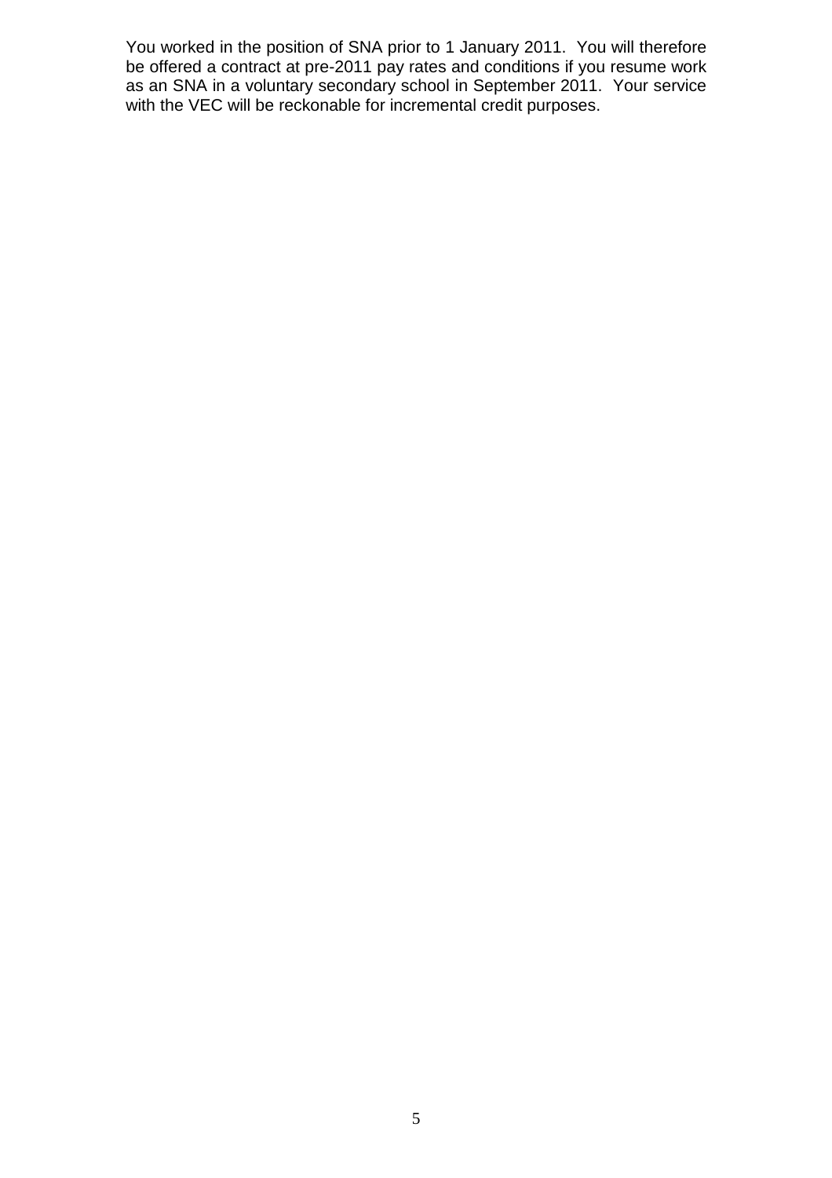You worked in the position of SNA prior to 1 January 2011. You will therefore be offered a contract at pre-2011 pay rates and conditions if you resume work as an SNA in a voluntary secondary school in September 2011. Your service with the VEC will be reckonable for incremental credit purposes.